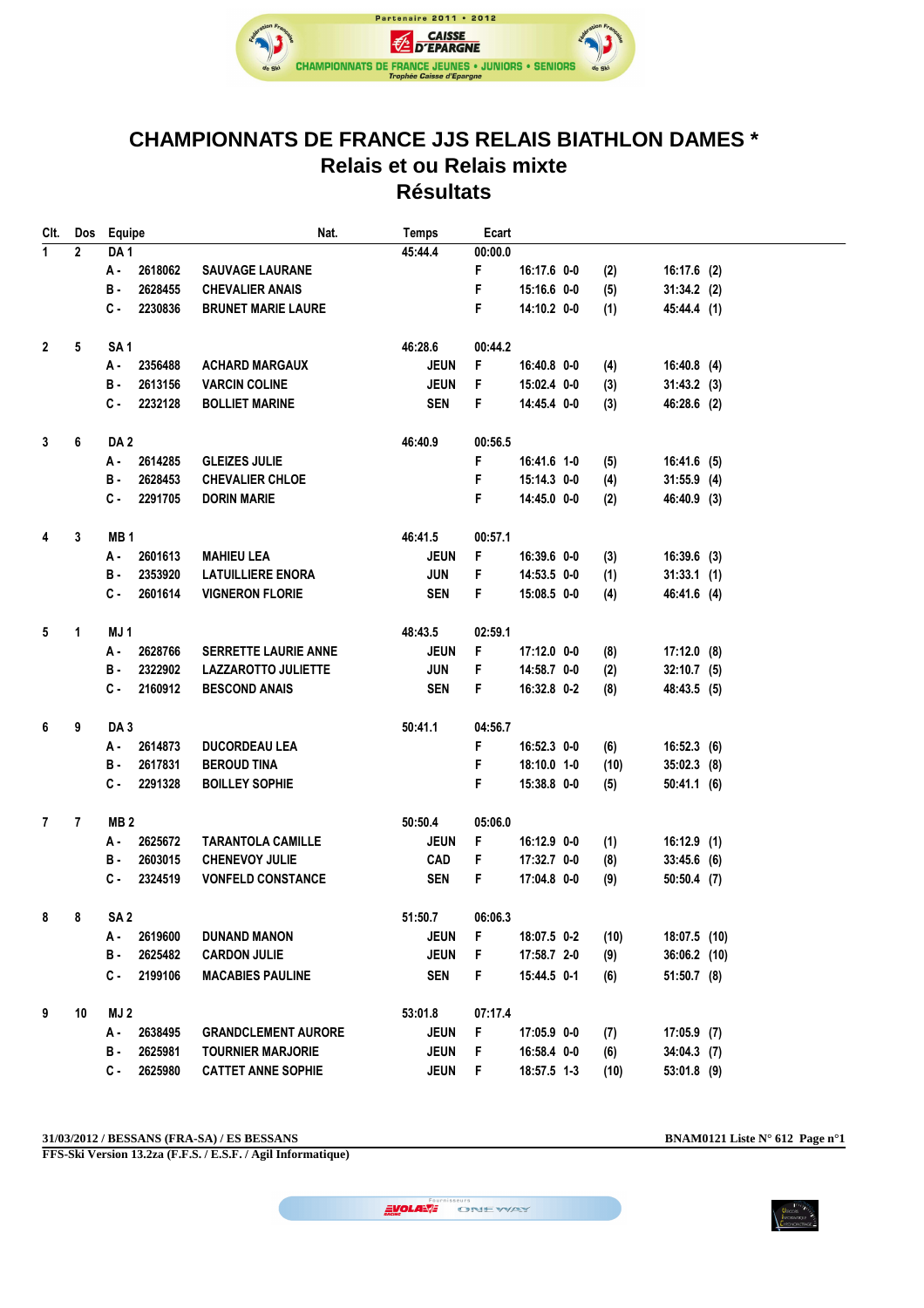# CHAMPIONNATS DE FRANCE JJS RELAIS BIATHLON DAMES *

## Relais et ou Relais mixte

## Résultats

| Clt. | Dos | Equipe | | | Nat. | Temps | Ecart | | | | |
|---|---|---|---|---|---|---|---|---|---|---|---|
| 1 | 2 | DA 1 | | | | 45:44.4 | 00:00.0 | | | | |
| | | A - | 2618062 | SAUVAGE LAURANE | | | F | 16:17.6 0-0 | (2) | 16:17.6 (2) | |
| | | B - | 2628455 | CHEVALIER ANAIS | | | F | 15:16.6 0-0 | (5) | 31:34.2 (2) | |
| | | C - | 2230836 | BRUNET MARIE LAURE | | | F | 14:10.2 0-0 | (1) | 45:44.4 (1) | |
| 2 | 5 | SA 1 | | | | 46:28.6 | 00:44.2 | | | | |
| | | A - | 2356488 | ACHARD MARGAUX | JEUN | | F | 16:40.8 0-0 | (4) | 16:40.8 (4) | |
| | | B - | 2613156 | VARCIN COLINE | JEUN | | F | 15:02.4 0-0 | (3) | 31:43.2 (3) | |
| | | C - | 2232128 | BOLLIET MARINE | SEN | | F | 14:45.4 0-0 | (3) | 46:28.6 (2) | |
| 3 | 6 | DA 2 | | | | 46:40.9 | 00:56.5 | | | | |
| | | A - | 2614285 | GLEIZES JULIE | | | F | 16:41.6 1-0 | (5) | 16:41.6 (5) | |
| | | B - | 2628453 | CHEVALIER CHLOE | | | F | 15:14.3 0-0 | (4) | 31:55.9 (4) | |
| | | C - | 2291705 | DORIN MARIE | | | F | 14:45.0 0-0 | (2) | 46:40.9 (3) | |
| 4 | 3 | MB 1 | | | | 46:41.5 | 00:57.1 | | | | |
| | | A - | 2601613 | MAHIEU LEA | JEUN | | F | 16:39.6 0-0 | (3) | 16:39.6 (3) | |
| | | B - | 2353920 | LATUILLIERE ENORA | JUN | | F | 14:53.5 0-0 | (1) | 31:33.1 (1) | |
| | | C - | 2601614 | VIGNERON FLORIE | SEN | | F | 15:08.5 0-0 | (4) | 46:41.6 (4) | |
| 5 | 1 | MJ 1 | | | | 48:43.5 | 02:59.1 | | | | |
| | | A - | 2628766 | SERRETTE LAURIE ANNE | JEUN | | F | 17:12.0 0-0 | (8) | 17:12.0 (8) | |
| | | B - | 2322902 | LAZZAROTTO JULIETTE | JUN | | F | 14:58.7 0-0 | (2) | 32:10.7 (5) | |
| | | C - | 2160912 | BESCOND ANAIS | SEN | | F | 16:32.8 0-2 | (8) | 48:43.5 (5) | |
| 6 | 9 | DA 3 | | | | 50:41.1 | 04:56.7 | | | | |
| | | A - | 2614873 | DUCORDEAU LEA | | | F | 16:52.3 0-0 | (6) | 16:52.3 (6) | |
| | | B - | 2617831 | BEROUD TINA | | | F | 18:10.0 1-0 | (10) | 35:02.3 (8) | |
| | | C - | 2291328 | BOILLEY SOPHIE | | | F | 15:38.8 0-0 | (5) | 50:41.1 (6) | |
| 7 | 7 | MB 2 | | | | 50:50.4 | 05:06.0 | | | | |
| | | A - | 2625672 | TARANTOLA CAMILLE | JEUN | | F | 16:12.9 0-0 | (1) | 16:12.9 (1) | |
| | | B - | 2603015 | CHENEVOY JULIE | CAD | | F | 17:32.7 0-0 | (8) | 33:45.6 (6) | |
| | | C - | 2324519 | VONFELD CONSTANCE | SEN | | F | 17:04.8 0-0 | (9) | 50:50.4 (7) | |
| 8 | 8 | SA 2 | | | | 51:50.7 | 06:06.3 | | | | |
| | | A - | 2619600 | DUNAND MANON | JEUN | | F | 18:07.5 0-2 | (10) | 18:07.5 (10) | |
| | | B - | 2625482 | CARDON JULIE | JEUN | | F | 17:58.7 2-0 | (9) | 36:06.2 (10) | |
| | | C - | 2199106 | MACABIES PAULINE | SEN | | F | 15:44.5 0-1 | (6) | 51:50.7 (8) | |
| 9 | 10 | MJ 2 | | | | 53:01.8 | 07:17.4 | | | | |
| | | A - | 2638495 | GRANDCLEMENT AURORE | JEUN | | F | 17:05.9 0-0 | (7) | 17:05.9 (7) | |
| | | B - | 2625981 | TOURNIER MARJORIE | JEUN | | F | 16:58.4 0-0 | (6) | 34:04.3 (7) | |
| | | C - | 2625980 | CATTET ANNE SOPHIE | JEUN | | F | 18:57.5 1-3 | (10) | 53:01.8 (9) | |

**31/03/2012 / BESSANS (FRA-SA) / ES BESSANS** — **BNAM0121 Liste N° 612**

**FFS-Ski Version 13.2za (F.F.S. / E.S.F. / Agil Informatique)**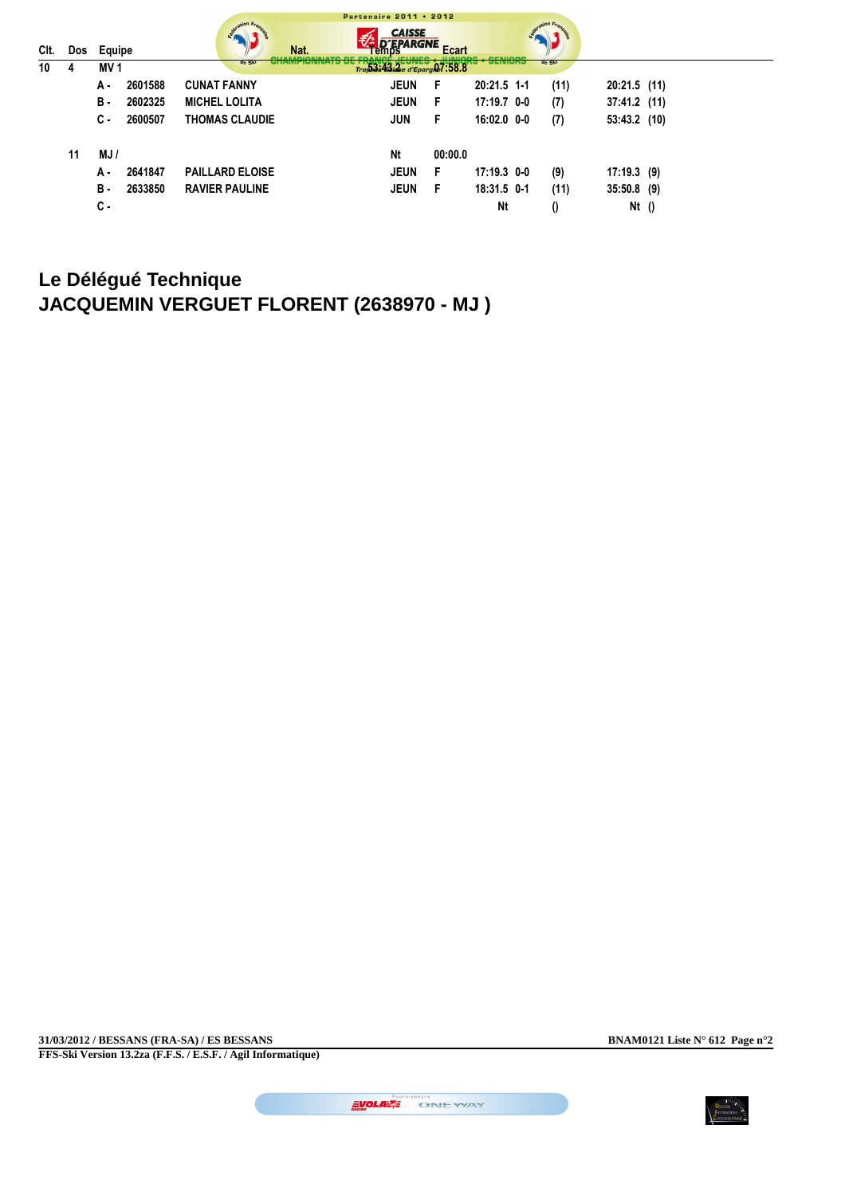| Clt. | Dos | Equipe | | | Nat. | Temps | Ecart | | | |
|---|---|---|---|---|---|---|---|---|---|---|
| 10 | 4 | MV 1 | | | | 53:43.2 | 07:58.8 | | | |
| | | A - | 2601588 | CUNAT FANNY | JEUN | F | 20:21.5 1-1 | (11) | 20:21.5 | (11) |
| | | B - | 2602325 | MICHEL LOLITA | JEUN | F | 17:19.7 0-0 | (7) | 37:41.2 | (11) |
| | | C - | 2600507 | THOMAS CLAUDIE | JUN | F | 16:02.0 0-0 | (7) | 53:43.2 | (10) |
| | 11 | MJ / | | | | Nt | 00:00.0 | | | |
| | | A - | 2641847 | PAILLARD ELOISE | JEUN | F | 17:19.3 0-0 | (9) | 17:19.3 | (9) |
| | | B - | 2633850 | RAVIER PAULINE | JEUN | F | 18:31.5 0-1 | (11) | 35:50.8 | (9) |
| | | C - | | | | | Nt | () | Nt | () |

## Le Délégué Technique
## JACQUEMIN VERGUET FLORENT (2638970 - MJ )

31/03/2012 / BESSANS (FRA-SA) / ES BESSANS — BNAM0121 Liste N° 612

FFS-Ski Version 13.2za (F.F.S. / E.S.F. / Agil Informatique)